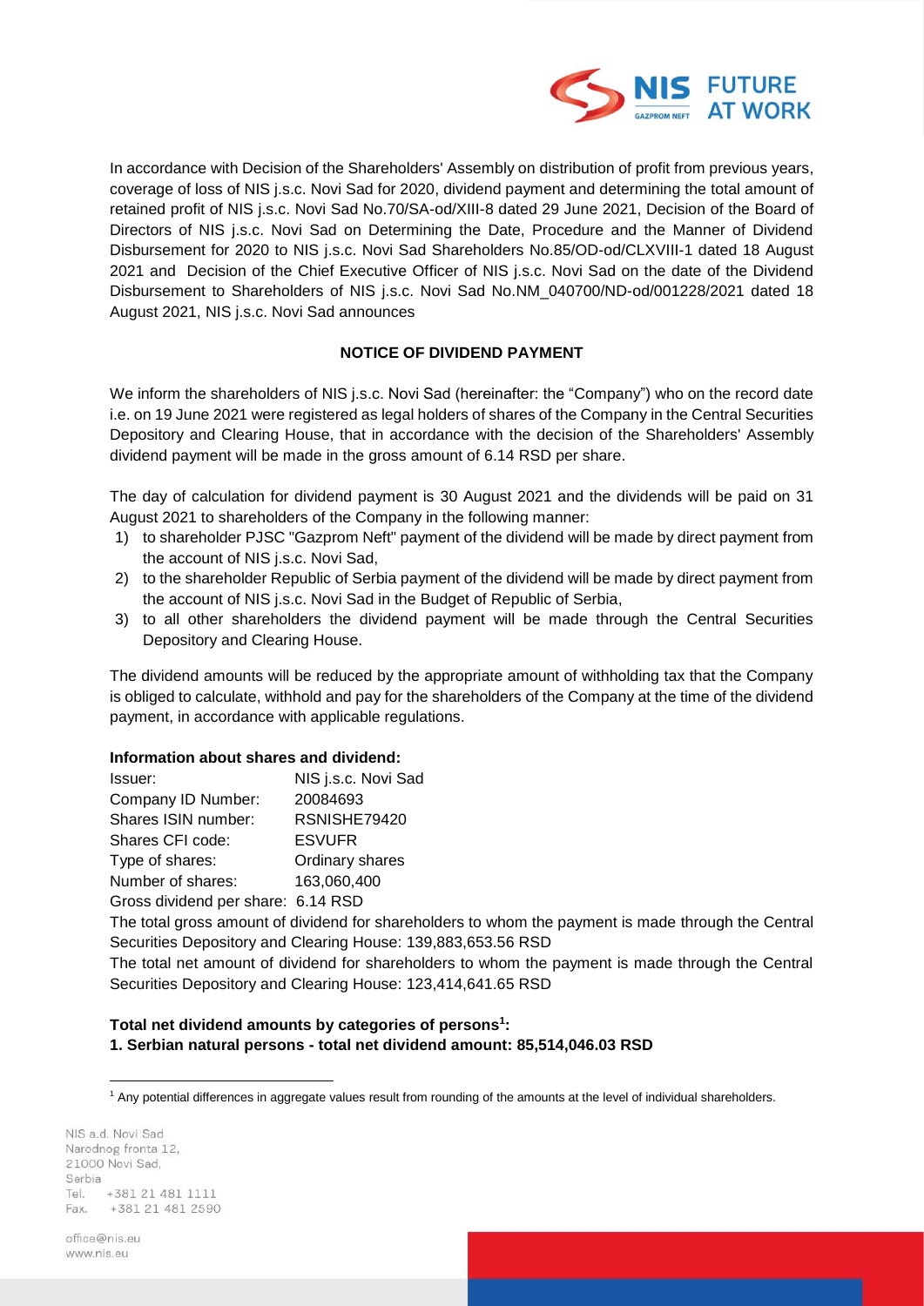In accordance with Decision of the Shareholders' Assembly on distribution of profit from previous years, coverage of loss of NIS j.s.c. Novi Sad for 2020, dividend payment and determining the total amount of retained profit of NIS j.s.c. Novi Sad No.70/SA-od/XIII-8 dated 29 June 2021, Decision of the Board of Directors of NIS j.s.c. Novi Sad on Determining the Date, Procedure and the Manner of Dividend Disbursement for 2020 to NIS j.s.c. Novi Sad Shareholders No.85/OD-od/CLXVIII-1 dated 18 August 2021 and Decision of the Chief Executive Officer of NIS j.s.c. Novi Sad on the date of the Dividend Disbursement to Shareholders of NIS j.s.c. Novi Sad No.NM_040700/ND-od/001228/2021 dated 18 August 2021, NIS j.s.c. Novi Sad announces

## NOTICE OF DIVIDEND PAYMENT

We inform the shareholders of NIS j.s.c. Novi Sad (hereinafter: the "Company") who on the record date i.e. on 19 June 2021 were registered as legal holders of shares of the Company in the Central Securities Depository and Clearing House, that in accordance with the decision of the Shareholders' Assembly dividend payment will be made in the gross amount of 6.14 RSD per share.

The day of calculation for dividend payment is 30 August 2021 and the dividends will be paid on 31 August 2021 to shareholders of the Company in the following manner:

1) to shareholder PJSC "Gazprom Neft" payment of the dividend will be made by direct payment from the account of NIS j.s.c. Novi Sad,
2) to the shareholder Republic of Serbia payment of the dividend will be made by direct payment from the account of NIS j.s.c. Novi Sad in the Budget of Republic of Serbia,
3) to all other shareholders the dividend payment will be made through the Central Securities Depository and Clearing House.

The dividend amounts will be reduced by the appropriate amount of withholding tax that the Company is obliged to calculate, withhold and pay for the shareholders of the Company at the time of the dividend payment, in accordance with applicable regulations.

**Information about shares and dividend:**

Issuer: NIS j.s.c. Novi Sad
Company ID Number: 20084693
Shares ISIN number: RSNISHE79420
Shares CFI code: ESVUFR
Type of shares: Ordinary shares
Number of shares: 163,060,400
Gross dividend per share: 6.14 RSD

The total gross amount of dividend for shareholders to whom the payment is made through the Central Securities Depository and Clearing House: 139,883,653.56 RSD

The total net amount of dividend for shareholders to whom the payment is made through the Central Securities Depository and Clearing House: 123,414,641.65 RSD

**Total net dividend amounts by categories of persons[1]:**

**1. Serbian natural persons - total net dividend amount: 85,514,046.03 RSD**

[1] Any potential differences in aggregate values result from rounding of the amounts at the level of individual shareholders.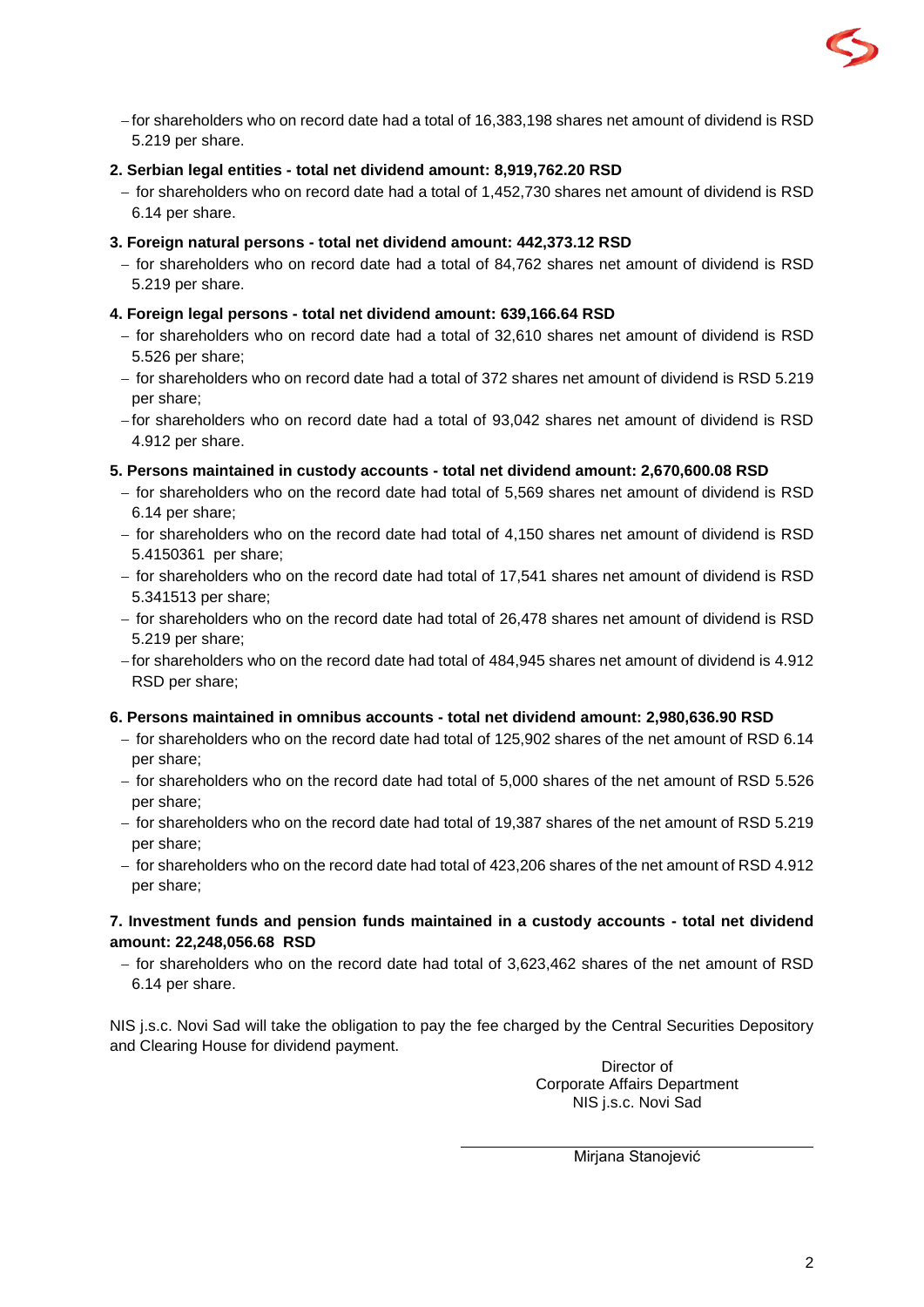- for shareholders who on record date had a total of 16,383,198 shares net amount of dividend is RSD 5.219 per share.

**2. Serbian legal entities - total net dividend amount: 8,919,762.20 RSD**

- for shareholders who on record date had a total of 1,452,730 shares net amount of dividend is RSD 6.14 per share.

**3. Foreign natural persons - total net dividend amount: 442,373.12 RSD**

- for shareholders who on record date had a total of 84,762 shares net amount of dividend is RSD 5.219 per share.

**4. Foreign legal persons - total net dividend amount: 639,166.64 RSD**

- for shareholders who on record date had a total of 32,610 shares net amount of dividend is RSD 5.526 per share;
- for shareholders who on record date had a total of 372 shares net amount of dividend is RSD 5.219 per share;
- for shareholders who on record date had a total of 93,042 shares net amount of dividend is RSD 4.912 per share.

**5. Persons maintained in custody accounts - total net dividend amount: 2,670,600.08 RSD**

- for shareholders who on the record date had total of 5,569 shares net amount of dividend is RSD 6.14 per share;
- for shareholders who on the record date had total of 4,150 shares net amount of dividend is RSD 5.4150361 per share;
- for shareholders who on the record date had total of 17,541 shares net amount of dividend is RSD 5.341513 per share;
- for shareholders who on the record date had total of 26,478 shares net amount of dividend is RSD 5.219 per share;
- for shareholders who on the record date had total of 484,945 shares net amount of dividend is 4.912 RSD per share;

**6. Persons maintained in omnibus accounts - total net dividend amount: 2,980,636.90 RSD**

- for shareholders who on the record date had total of 125,902 shares of the net amount of RSD 6.14 per share;
- for shareholders who on the record date had total of 5,000 shares of the net amount of RSD 5.526 per share;
- for shareholders who on the record date had total of 19,387 shares of the net amount of RSD 5.219 per share;
- for shareholders who on the record date had total of 423,206 shares of the net amount of RSD 4.912 per share;

**7. Investment funds and pension funds maintained in a custody accounts - total net dividend amount: 22,248,056.68 RSD**

- for shareholders who on the record date had total of 3,623,462 shares of the net amount of RSD 6.14 per share.

NIS j.s.c. Novi Sad will take the obligation to pay the fee charged by the Central Securities Depository and Clearing House for dividend payment.

Director of
Corporate Affairs Department
NIS j.s.c. Novi Sad

Mirjana Stanojević